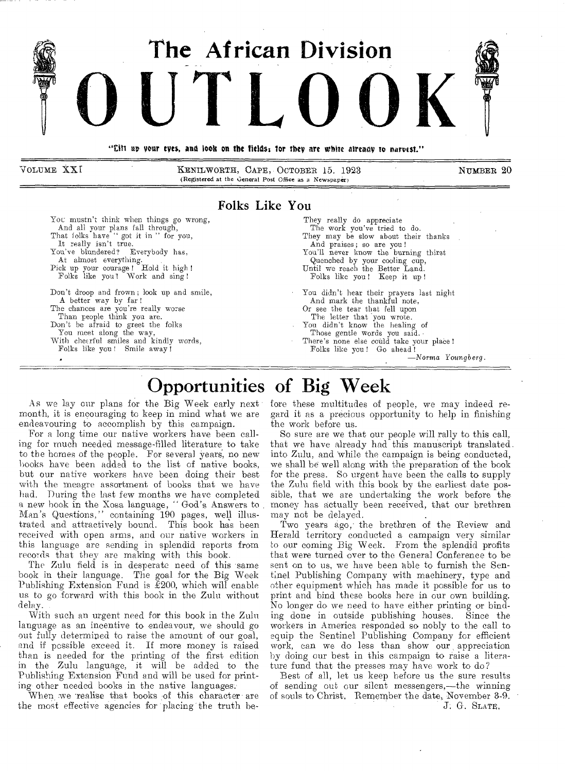# The African Division OUTLOOK

"Lift up your eyes, and look on the fields; for they are white already to harvest."

VOLUME XXI — KENILWORTH, CAPE, OCTOBER 15, 1923 — NUMBER 20

(Registered at the General Post Office as a Newspaper)

## Folks Like You

You mustn't think when things go wrong,
 And all your plans fall through,
That folks have "got it in" for you,
 It really isn't true.
You've blundered? Everybody has,
 At almost everything.
Pick up your courage! Hold it high!
 Folks like you! Work and sing!

Don't droop and frown; look up and smile,
 A better way by far!
The chances are you're really worse
 Than people think you are.
Don't be afraid to greet the folks
 You meet along the way,
With cheerful smiles and kindly words,
 Folks like you! Smile away!

They really do appreciate
 The work you've tried to do.
They may be slow about their thanks
 And praises; so are you!
You'll never know the burning thirst
 Quenched by your cooling cup,
Until we reach the Better Land.
 Folks like you! Keep it up!

You didn't hear their prayers last night
 And mark the thankful note,
Or see the tear that fell upon
 The letter that you wrote.
You didn't know the healing of
 Those gentle words you said.
There's none else could take your place!
 Folks like you! Go ahead!

—*Norma Youngberg.*

## Opportunities of Big Week

As we lay our plans for the Big Week early next month, it is encouraging to keep in mind what we are endeavouring to accomplish by this campaign.

For a long time our native workers have been calling for much needed message-filled literature to take to the homes of the people. For several years, no new books have been added to the list of native books, but our native workers have been doing their best with the meagre assortment of books that we have had. During the last few months we have completed a new book in the Xosa language, "God's Answers to Man's Questions," containing 190 pages, well illustrated and attractively bound. This book has been received with open arms, and our native workers in this language are sending in splendid reports from records that they are making with this book.

The Zulu field is in desperate need of this same book in their language. The goal for the Big Week Publishing Extension Fund is £200, which will enable us to go forward with this book in the Zulu without delay.

With such an urgent need for this book in the Zulu language as an incentive to endeavour, we should go out fully determined to raise the amount of our goal, and if possible exceed it. If more money is raised than is needed for the printing of the first edition in the Zulu language, it will be added to the Publishing Extension Fund and will be used for printing other needed books in the native languages.

When we realise that books of this character are the most effective agencies for placing the truth before these multitudes of people, we may indeed regard it as a precious opportunity to help in finishing the work before us.

So sure are we that our people will rally to this call, that we have already had this manuscript translated into Zulu, and while the campaign is being conducted, we shall be well along with the preparation of the book for the press. So urgent have been the calls to supply the Zulu field with this book by the earliest date possible, that we are undertaking the work before the money has actually been received, that our brethren may not be delayed.

Two years ago, the brethren of the Review and Herald territory conducted a campaign very similar to our coming Big Week. From the splendid profits that were turned over to the General Conference to be sent on to us, we have been able to furnish the Sentinel Publishing Company with machinery, type and other equipment which has made it possible for us to print and bind these books here in our own building. No longer do we need to have either printing or binding done in outside publishing houses. Since the workers in America responded so nobly to the call to equip the Sentinel Publishing Company for efficient work, can we do less than show our appreciation by doing our best in this campaign to raise a literature fund that the presses may have work to do?

Best of all, let us keep before us the sure results of sending out our silent messengers,—the winning of souls to Christ. Remember the date, November 3-9.

J. G. SLATE.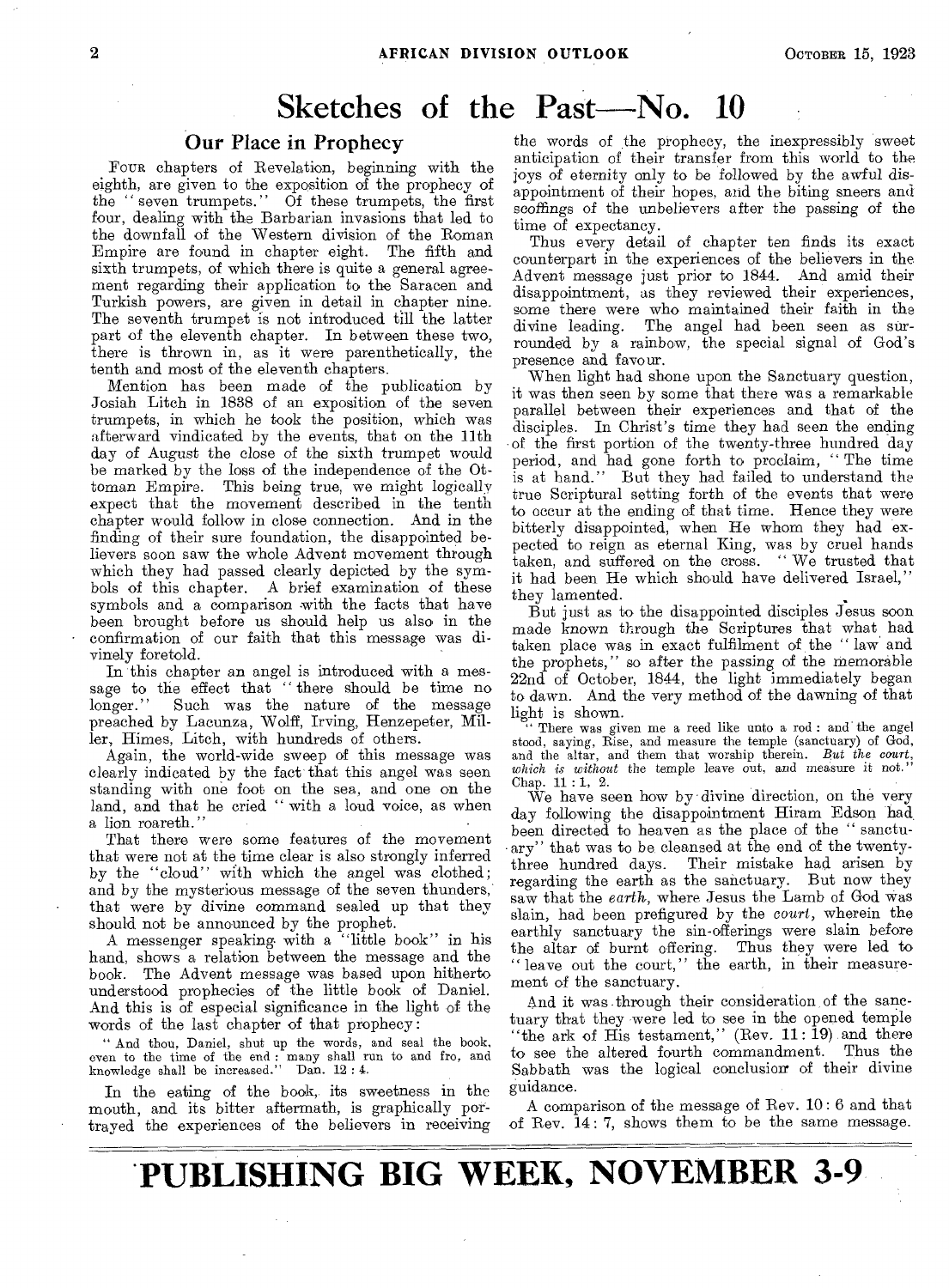# Sketches of the Past—No. 10

## Our Place in Prophecy

FOUR chapters of Revelation, beginning with the eighth, are given to the exposition of the prophecy of the "seven trumpets." Of these trumpets, the first four, dealing with the Barbarian invasions that led to the downfall of the Western division of the Roman Empire are found in chapter eight. The fifth and sixth trumpets, of which there is quite a general agreement regarding their application to the Saracen and Turkish powers, are given in detail in chapter nine. The seventh trumpet is not introduced till the latter part of the eleventh chapter. In between these two, there is thrown in, as it were parenthetically, the tenth and most of the eleventh chapters.

Mention has been made of the publication by Josiah Litch in 1838 of an exposition of the seven trumpets, in which he took the position, which was afterward vindicated by the events, that on the 11th day of August the close of the sixth trumpet would be marked by the loss of the independence of the Ottoman Empire. This being true, we might logically expect that the movement described in the tenth chapter would follow in close connection. And in the finding of their sure foundation, the disappointed believers soon saw the whole Advent movement through which they had passed clearly depicted by the symbols of this chapter. A brief examination of these symbols and a comparison with the facts that have been brought before us should help us also in the confirmation of our faith that this message was divinely foretold.

In this chapter an angel is introduced with a message to the effect that "there should be time no longer." Such was the nature of the message preached by Lacunza, Wolff, Irving, Henzepeter, Miller, Himes, Litch, with hundreds of others.

Again, the world-wide sweep of this message was clearly indicated by the fact that this angel was seen standing with one foot on the sea, and one on the land, and that he cried "with a loud voice, as when a lion roareth."

That there were some features of the movement that were not at the time clear is also strongly inferred by the "cloud" with which the angel was clothed; and by the mysterious message of the seven thunders, that were by divine command sealed up that they should not be announced by the prophet.

A messenger speaking with a "little book" in his hand, shows a relation between the message and the book. The Advent message was based upon hitherto understood prophecies of the little book of Daniel. And this is of especial significance in the light of the words of the last chapter of that prophecy:

"And thou, Daniel, shut up the words, and seal the book, even to the time of the end: many shall run to and fro, and knowledge shall be increased." Dan. 12 : 4.

In the eating of the book, its sweetness in the mouth, and its bitter aftermath, is graphically portrayed the experiences of the believers in receiving the words of the prophecy, the inexpressibly sweet anticipation of their transfer from this world to the joys of eternity only to be followed by the awful disappointment of their hopes, and the biting sneers and scoffings of the unbelievers after the passing of the time of expectancy.

Thus every detail of chapter ten finds its exact counterpart in the experiences of the believers in the Advent message just prior to 1844. And amid their disappointment, as they reviewed their experiences, some there were who maintained their faith in the divine leading. The angel had been seen as surrounded by a rainbow, the special signal of God's presence and favour.

When light had shone upon the Sanctuary question, it was then seen by some that there was a remarkable parallel between their experiences and that of the disciples. In Christ's time they had seen the ending of the first portion of the twenty-three hundred day period, and had gone forth to proclaim, "The time is at hand." But they had failed to understand the true Scriptural setting forth of the events that were to occur at the ending of that time. Hence they were bitterly disappointed, when He whom they had expected to reign as eternal King, was by cruel hands taken, and suffered on the cross. "We trusted that it had been He which should have delivered Israel," they lamented.

But just as to the disappointed disciples Jesus soon made known through the Scriptures that what had taken place was in exact fulfilment of the "law and the prophets," so after the passing of the memorable 22nd of October, 1844, the light immediately began to dawn. And the very method of the dawning of that light is shown.

"There was given me a reed like unto a rod : and the angel stood, saying, Rise, and measure the temple (sanctuary) of God, and the altar, and them that worship therein. *But the court, which is without* the temple leave out, and measure it not." Chap. 11 : 1, 2.

We have seen how by divine direction, on the very day following the disappointment Hiram Edson had been directed to heaven as the place of the "sanctuary" that was to be cleansed at the end of the twenty-three hundred days. Their mistake had arisen by regarding the earth as the sanctuary. But now they saw that the *earth*, where Jesus the Lamb of God was slain, had been prefigured by the *court*, wherein the earthly sanctuary the sin-offerings were slain before the altar of burnt offering. Thus they were led to "leave out the court," the earth, in their measurement of the sanctuary.

And it was through their consideration of the sanctuary that they were led to see in the opened temple "the ark of His testament," (Rev. 11 : 19) and there to see the altered fourth commandment. Thus the Sabbath was the logical conclusion of their divine guidance.

A comparison of the message of Rev. 10 : 6 and that of Rev. 14 : 7, shows them to be the same message.

# PUBLISHING BIG WEEK, NOVEMBER 3-9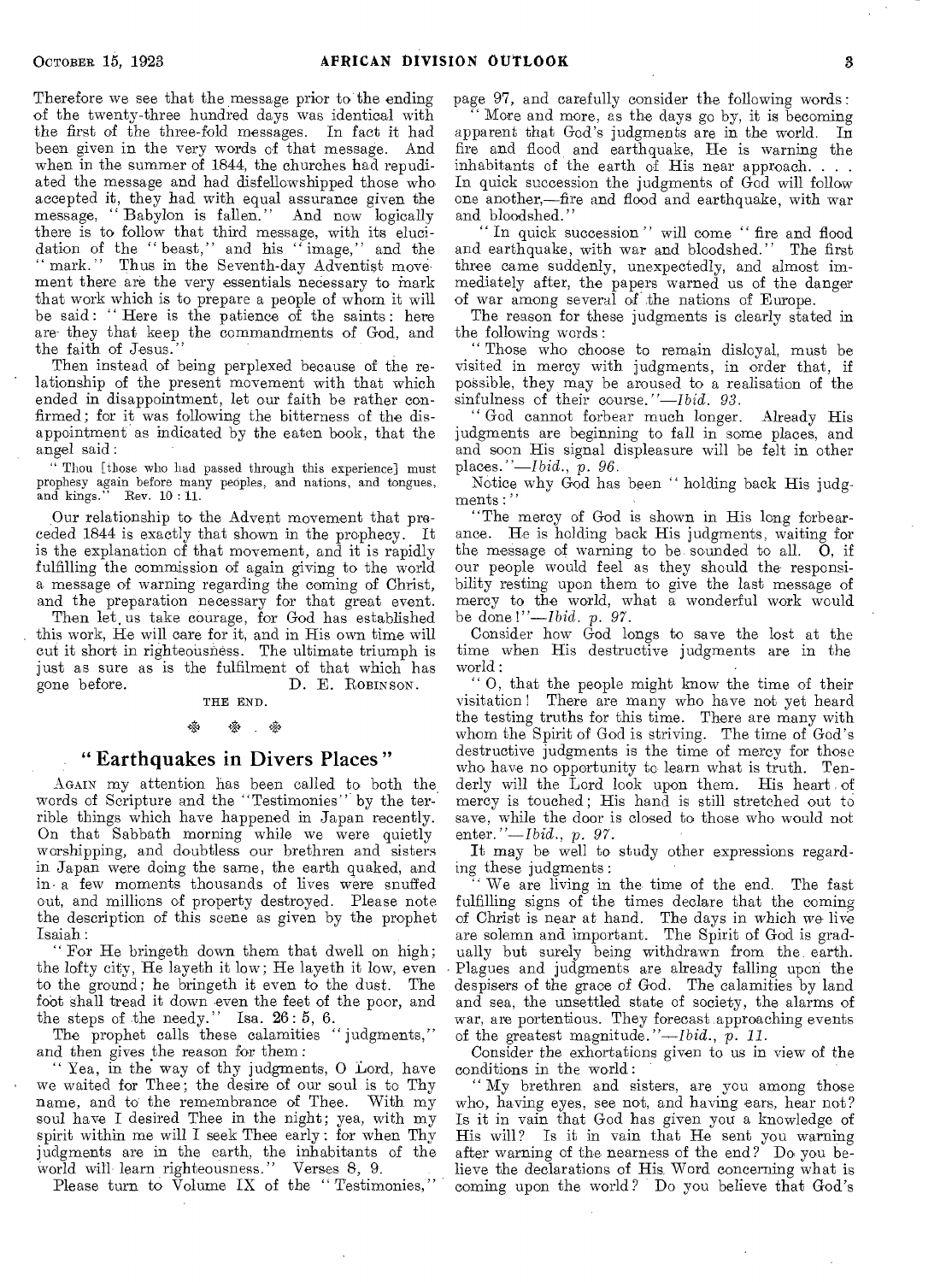Therefore we see that the message prior to the ending of the twenty-three hundred days was identical with the first of the three-fold messages. In fact it had been given in the very words of that message. And when in the summer of 1844, the churches had repudiated the message and had disfellowshipped those who accepted it, they had with equal assurance given the message, "Babylon is fallen." And now logically there is to follow that third message, with its elucidation of the "beast," and his "image," and the "mark." Thus in the Seventh-day Adventist movement there are the very essentials necessary to mark that work which is to prepare a people of whom it will be said: "Here is the patience of the saints: here are they that keep the commandments of God, and the faith of Jesus."

Then instead of being perplexed because of the relationship of the present movement with that which ended in disappointment, let our faith be rather confirmed; for it was following the bitterness of the disappointment as indicated by the eaten book, that the angel said:

"Thou [those who had passed through this experience] must prophesy again before many peoples, and nations, and tongues, and kings." Rev. 10 : 11.

Our relationship to the Advent movement that preceded 1844 is exactly that shown in the prophecy. It is the explanation of that movement, and it is rapidly fulfilling the commission of again giving to the world a message of warning regarding the coming of Christ, and the preparation necessary for that great event.

Then let us take courage, for God has established this work, He will care for it, and in His own time will cut it short in righteousness. The ultimate triumph is just as sure as is the fulfilment of that which has gone before.

D. E. ROBINSON.

THE END.

## "Earthquakes in Divers Places"

AGAIN my attention has been called to both the words of Scripture and the "Testimonies" by the terrible things which have happened in Japan recently. On that Sabbath morning while we were quietly worshipping, and doubtless our brethren and sisters in Japan were doing the same, the earth quaked, and in a few moments thousands of lives were snuffed out, and millions of property destroyed. Please note the description of this scene as given by the prophet Isaiah:

"For He bringeth down them that dwell on high; the lofty city, He layeth it low; He layeth it low, even to the ground; he bringeth it even to the dust. The foot shall tread it down even the feet of the poor, and the steps of the needy." Isa. 26 : 5, 6.

The prophet calls these calamities "judgments," and then gives the reason for them:

"Yea, in the way of thy judgments, O Lord, have we waited for Thee; the desire of our soul is to Thy name, and to the remembrance of Thee. With my soul have I desired Thee in the night; yea, with my spirit within me will I seek Thee early: for when Thy judgments are in the earth, the inhabitants of the world will learn righteousness." Verses 8, 9.

Please turn to Volume IX of the "Testimonies," page 97, and carefully consider the following words:

"More and more, as the days go by, it is becoming apparent that God's judgments are in the world. In fire and flood and earthquake, He is warning the inhabitants of the earth of His near approach. . . . In quick succession the judgments of God will follow one another,—fire and flood and earthquake, with war and bloodshed."

"In quick succession" will come "fire and flood and earthquake, with war and bloodshed." The first three came suddenly, unexpectedly, and almost immediately after, the papers warned us of the danger of war among several of the nations of Europe.

The reason for these judgments is clearly stated in the following words:

"Those who choose to remain disloyal, must be visited in mercy with judgments, in order that, if possible, they may be aroused to a realisation of the sinfulness of their course."—*Ibid. 93.*

"God cannot forbear much longer. Already His judgments are beginning to fall in some places, and and soon His signal displeasure will be felt in other places."—*Ibid., p. 96.*

Notice why God has been "holding back His judgments:"

"The mercy of God is shown in His long forbearance. He is holding back His judgments, waiting for the message of warning to be sounded to all. O, if our people would feel as they should the responsibility resting upon them to give the last message of mercy to the world, what a wonderful work would be done!"—*Ibid. p. 97.*

Consider how God longs to save the lost at the time when His destructive judgments are in the world:

"O, that the people might know the time of their visitation! There are many who have not yet heard the testing truths for this time. There are many with whom the Spirit of God is striving. The time of God's destructive judgments is the time of mercy for those who have no opportunity to learn what is truth. Tenderly will the Lord look upon them. His heart of mercy is touched; His hand is still stretched out to save, while the door is closed to those who would not enter."—*Ibid., p. 97.*

It may be well to study other expressions regarding these judgments:

"We are living in the time of the end. The fast fulfilling signs of the times declare that the coming of Christ is near at hand. The days in which we live are solemn and important. The Spirit of God is gradually but surely being withdrawn from the earth. Plagues and judgments are already falling upon the despisers of the grace of God. The calamities by land and sea, the unsettled state of society, the alarms of war, are portentious. They forecast approaching events of the greatest magnitude."—*Ibid., p. 11.*

Consider the exhortations given to us in view of the conditions in the world:

"My brethren and sisters, are you among those who, having eyes, see not, and having ears, hear not? Is it in vain that God has given you a knowledge of His will? Is it in vain that He sent you warning after warning of the nearness of the end? Do you believe the declarations of His Word concerning what is coming upon the world? Do you believe that God's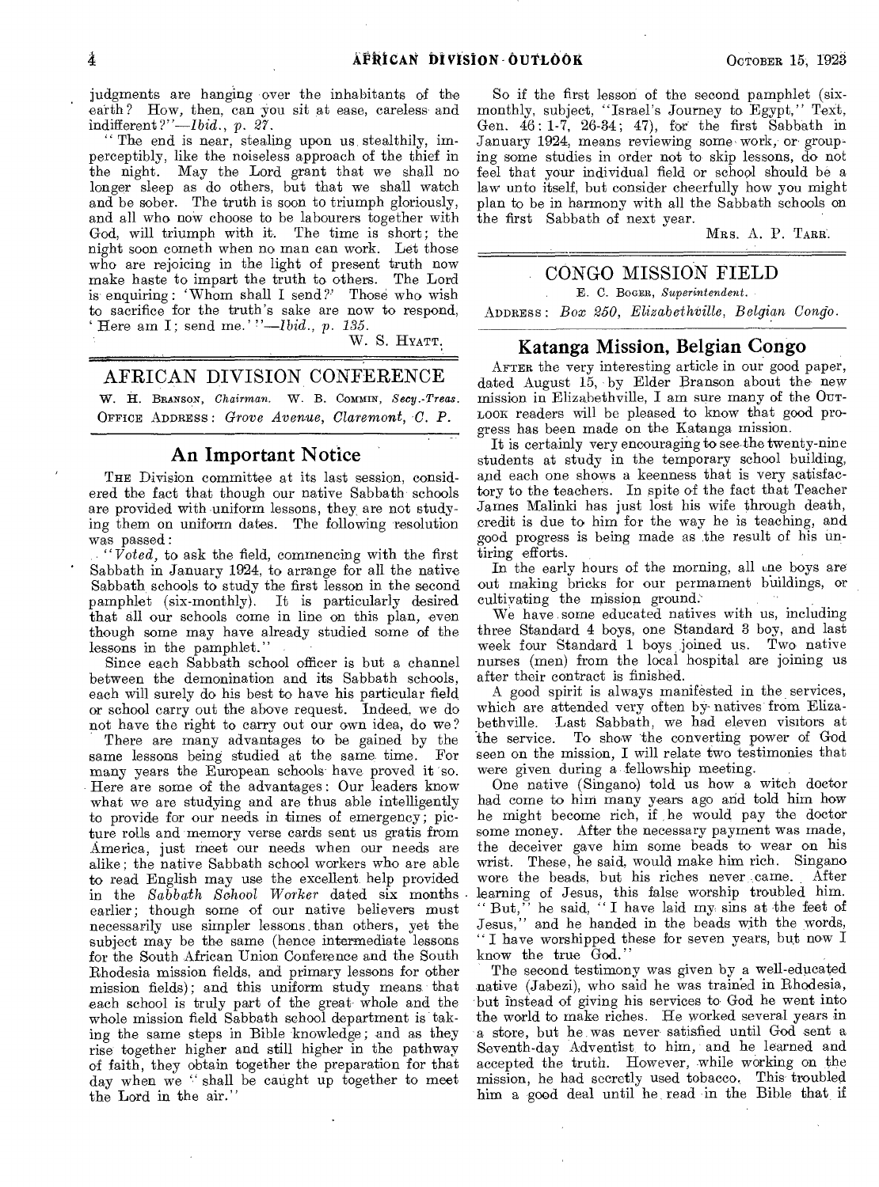judgments are hanging over the inhabitants of the earth? How, then, can you sit at ease, careless and indifferent?"—*Ibid.*, *p. 27*.

"The end is near, stealing upon us stealthily, imperceptibly, like the noiseless approach of the thief in the night. May the Lord grant that we shall no longer sleep as do others, but that we shall watch and be sober. The truth is soon to triumph gloriously, and all who now choose to be labourers together with God, will triumph with it. The time is short; the night soon cometh when no man can work. Let those who are rejoicing in the light of present truth now make haste to impart the truth to others. The Lord is enquiring: 'Whom shall I send?' Those who wish to sacrifice for the truth's sake are now to respond, 'Here am I; send me.'"—*Ibid.*, *p. 135*.

W. S. HYATT.

## AFRICAN DIVISION CONFERENCE

W. H. BRANSON, *Chairman*. W. B. COMMIN, *Secy.-Treas.*
OFFICE ADDRESS: *Grove Avenue, Claremont, C. P.*

### An Important Notice

THE Division committee at its last session, considered the fact that though our native Sabbath schools are provided with uniform lessons, they are not studying them on uniform dates. The following resolution was passed:

"*Voted*, to ask the field, commencing with the first Sabbath in January 1924, to arrange for all the native Sabbath schools to study the first lesson in the second pamphlet (six-monthly). It is particularly desired that all our schools come in line on this plan, even though some may have already studied some of the lessons in the pamphlet."

Since each Sabbath school officer is but a channel between the demonination and its Sabbath schools, each will surely do his best to have his particular field or school carry out the above request. Indeed, we do not have the right to carry out our own idea, do we?

There are many advantages to be gained by the same lessons being studied at the same time. For many years the European schools have proved it so. Here are some of the advantages: Our leaders know what we are studying and are thus able intelligently to provide for our needs in times of emergency; picture rolls and memory verse cards sent us gratis from America, just meet our needs when our needs are alike; the native Sabbath school workers who are able to read English may use the excellent help provided in the *Sabbath School Worker* dated six months earlier; though some of our native believers must necessarily use simpler lessons than others, yet the subject may be the same (hence intermediate lessons for the South African Union Conference and the South Rhodesia mission fields, and primary lessons for other mission fields); and this uniform study means that each school is truly part of the great whole and the whole mission field Sabbath school department is taking the same steps in Bible knowledge; and as they rise together higher and still higher in the pathway of faith, they obtain together the preparation for that day when we "shall be caught up together to meet the Lord in the air."

So if the first lesson of the second pamphlet (six-monthly, subject, "Israel's Journey to Egypt," Text, Gen. 46:1-7, 26-34; 47), for the first Sabbath in January 1924, means reviewing some work, or grouping some studies in order not to skip lessons, do not feel that your individual field or school should be a law unto itself, but consider cheerfully how you might plan to be in harmony with all the Sabbath schools on the first Sabbath of next year.

MRS. A. P. TARR.

## CONGO MISSION FIELD

E. C. BOGER, *Superintendent*.
ADDRESS: *Box 250, Elizabethville, Belgian Congo.*

### Katanga Mission, Belgian Congo

AFTER the very interesting article in our good paper, dated August 15, by Elder Branson about the new mission in Elizabethville, I am sure many of the OUTLOOK readers will be pleased to know that good progress has been made on the Katanga mission.

It is certainly very encouraging to see the twenty-nine students at study in the temporary school building, and each one shows a keenness that is very satisfactory to the teachers. In spite of the fact that Teacher James Malinki has just lost his wife through death, credit is due to him for the way he is teaching, and good progress is being made as the result of his untiring efforts.

In the early hours of the morning, all the boys are out making bricks for our permament buildings, or cultivating the mission ground.

We have some educated natives with us, including three Standard 4 boys, one Standard 3 boy, and last week four Standard 1 boys joined us. Two native nurses (men) from the local hospital are joining us after their contract is finished.

A good spirit is always manifested in the services, which are attended very often by natives from Elizabethville. Last Sabbath, we had eleven visitors at the service. To show the converting power of God seen on the mission, I will relate two testimonies that were given during a fellowship meeting.

One native (Singano) told us how a witch doctor had come to him many years ago and told him how he might become rich, if he would pay the doctor some money. After the necessary payment was made, the deceiver gave him some beads to wear on his wrist. These, he said, would make him rich. Singano wore the beads, but his riches never came. After learning of Jesus, this false worship troubled him. "But," he said, "I have laid my sins at the feet of Jesus," and he handed in the beads with the words, "I have worshipped these for seven years, but now I know the true God."

The second testimony was given by a well-educated native (Jabezi), who said he was trained in Rhodesia, but instead of giving his services to God he went into the world to make riches. He worked several years in a store, but he was never satisfied until God sent a Seventh-day Adventist to him, and he learned and accepted the truth. However, while working on the mission, he had secretly used tobacco. This troubled him a good deal until he read in the Bible that if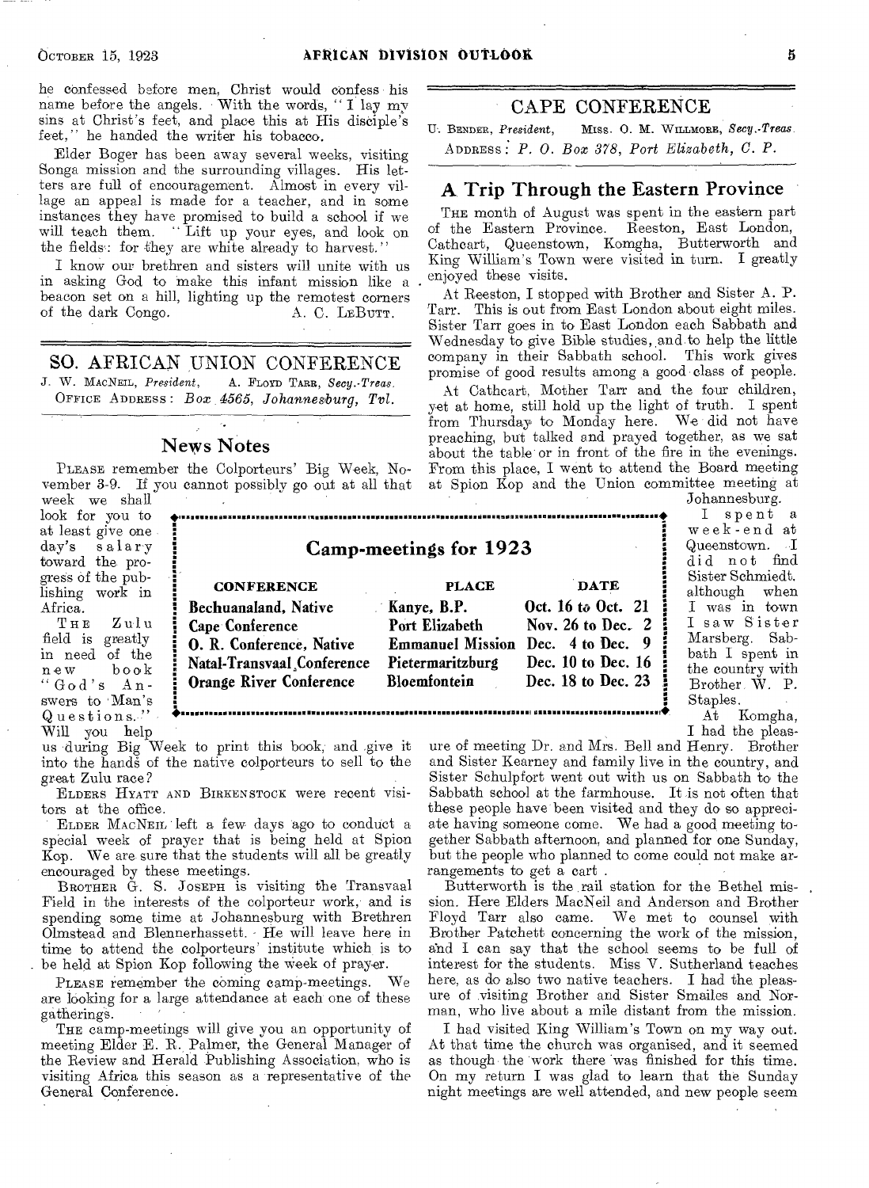he confessed before men, Christ would confess his name before the angels. With the words, "I lay my sins at Christ's feet, and place this at His disciple's feet," he handed the writer his tobacco.

Elder Boger has been away several weeks, visiting Songa mission and the surrounding villages. His letters are full of encouragement. Almost in every village an appeal is made for a teacher, and in some instances they have promised to build a school if we will teach them. "Lift up your eyes, and look on the fields: for they are white already to harvest."

I know our brethren and sisters will unite with us in asking God to make this infant mission like a beacon set on a hill, lighting up the remotest corners of the dark Congo.

A. C. LEBUTT.

## SO. AFRICAN UNION CONFERENCE

J. W. MACNEIL, *President*, A. FLOYD TARR, *Secy.-Treas.*
OFFICE ADDRESS: *Box 4565, Johannesburg, Tvl.*

### News Notes

PLEASE remember the Colporteurs' Big Week, November 3-9. If you cannot possibly go out at all that week we shall look for you to at least give one day's salary toward the progress of the publishing work in Africa.

THE Zulu field is greatly in need of the new book "God's Answers to Man's Questions." Will you help us during Big Week to print this book, and give it into the hands of the native colporteurs to sell to the great Zulu race?

ELDERS HYATT AND BIRKENSTOCK were recent visitors at the office.

ELDER MACNEIL left a few days ago to conduct a special week of prayer that is being held at Spion Kop. We are sure that the students will all be greatly encouraged by these meetings.

BROTHER G. S. JOSEPH is visiting the Transvaal Field in the interests of the colporteur work, and is spending some time at Johannesburg with Brethren Olmstead and Blennerhassett. He will leave here in time to attend the colporteurs' institute which is to be held at Spion Kop following the week of prayer.

PLEASE remember the coming camp-meetings. We are looking for a large attendance at each one of these gatherings.

THE camp-meetings will give you an opportunity of meeting Elder E. R. Palmer, the General Manager of the Review and Herald Publishing Association, who is visiting Africa this season as a representative of the General Conference.

### Camp-meetings for 1923

| CONFERENCE | PLACE | DATE |
|---|---|---|
| Bechuanaland, Native | Kanye, B.P. | Oct. 16 to Oct. 21 |
| Cape Conference | Port Elizabeth | Nov. 26 to Dec. 2 |
| O. R. Conference, Native | Emmanuel Mission | Dec. 4 to Dec. 9 |
| Natal-Transvaal Conference | Pietermaritzburg | Dec. 10 to Dec. 16 |
| Orange River Conference | Bloemfontein | Dec. 18 to Dec. 23 |

## CAPE CONFERENCE

U. BENDER, *President*, MISS. O. M. WILLMORE, *Secy.-Treas.*
ADDRESS: *P. O. Box 378, Port Elizabeth, C. P.*

### A Trip Through the Eastern Province

THE month of August was spent in the eastern part of the Eastern Province. Reeston, East London, Cathcart, Queenstown, Komgha, Butterworth and King William's Town were visited in turn. I greatly enjoyed these visits.

At Reeston, I stopped with Brother and Sister A. P. Tarr. This is out from East London about eight miles. Sister Tarr goes in to East London each Sabbath and Wednesday to give Bible studies, and to help the little company in their Sabbath school. This work gives promise of good results among a good class of people.

At Cathcart, Mother Tarr and the four children, yet at home, still hold up the light of truth. I spent from Thursday to Monday here. We did not have preaching, but talked and prayed together, as we sat about the table or in front of the fire in the evenings. From this place, I went to attend the Board meeting at Spion Kop and the Union committee meeting at Johannesburg.

I spent a week-end at Queenstown. I did not find Sister Schmiedt, although when I was in town I saw Sister Marsberg. Sabbath I spent in the country with Brother W. P. Staples.

At Komgha, I had the pleasure of meeting Dr. and Mrs. Bell and Henry. Brother and Sister Kearney and family live in the country, and Sister Schulpfort went out with us on Sabbath to the Sabbath school at the farmhouse. It is not often that these people have been visited and they do so appreciate having someone come. We had a good meeting together Sabbath afternoon, and planned for one Sunday, but the people who planned to come could not make arrangements to get a cart.

Butterworth is the rail station for the Bethel mission. Here Elders MacNeil and Anderson and Brother Floyd Tarr also came. We met to counsel with Brother Patchett concerning the work of the mission, and I can say that the school seems to be full of interest for the students. Miss V. Sutherland teaches here, as do also two native teachers. I had the pleasure of visiting Brother and Sister Smailes and Norman, who live about a mile distant from the mission.

I had visited King William's Town on my way out. At that time the church was organised, and it seemed as though the work there was finished for this time. On my return I was glad to learn that the Sunday night meetings are well attended, and new people seem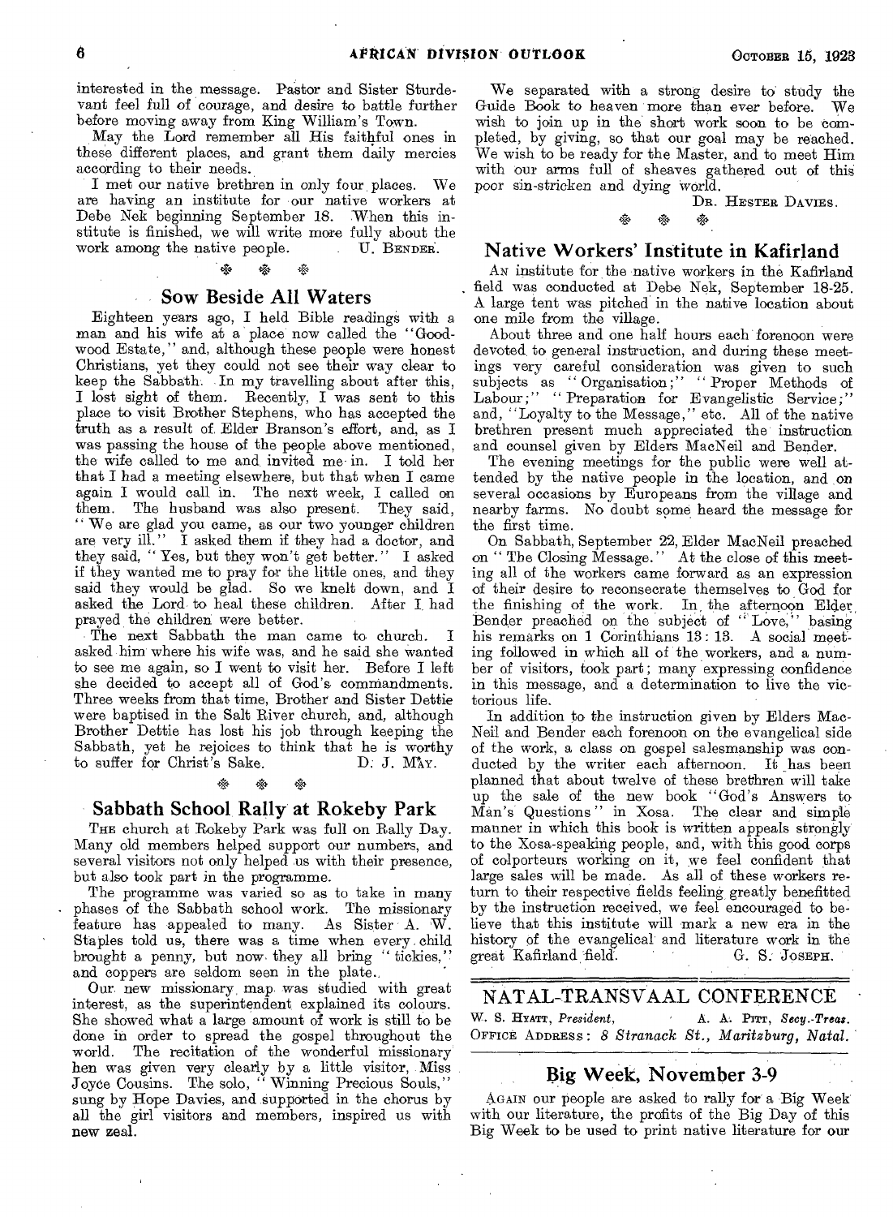interested in the message. Pastor and Sister Sturdevant feel full of courage, and desire to battle further before moving away from King William's Town.

May the Lord remember all His faithful ones in these different places, and grant them daily mercies according to their needs.

I met our native brethren in only four places. We are having an institute for our native workers at Debe Nek beginning September 18. When this institute is finished, we will write more fully about the work among the native people. U. BENDER.

## Sow Beside All Waters

Eighteen years ago, I held Bible readings with a man and his wife at a place now called the "Goodwood Estate," and, although these people were honest Christians, yet they could not see their way clear to keep the Sabbath. In my travelling about after this, I lost sight of them. Recently, I was sent to this place to visit Brother Stephens, who has accepted the truth as a result of Elder Branson's effort, and, as I was passing the house of the people above mentioned, the wife called to me and invited me in. I told her that I had a meeting elsewhere, but that when I came again I would call in. The next week, I called on them. The husband was also present. They said, "We are glad you came, as our two younger children are very ill." I asked them if they had a doctor, and they said, "Yes, but they won't get better." I asked if they wanted me to pray for the little ones, and they said they would be glad. So we knelt down, and I asked the Lord to heal these children. After I had prayed the children were better.

The next Sabbath the man came to church. I asked him where his wife was, and he said she wanted to see me again, so I went to visit her. Before I left she decided to accept all of God's commandments. Three weeks from that time, Brother and Sister Dettie were baptised in the Salt River church, and, although Brother Dettie has lost his job through keeping the Sabbath, yet he rejoices to think that he is worthy to suffer for Christ's Sake. D. J. MAY.

## Sabbath School Rally at Rokeby Park

THE church at Rokeby Park was full on Rally Day. Many old members helped support our numbers, and several visitors not only helped us with their presence, but also took part in the programme.

The programme was varied so as to take in many phases of the Sabbath school work. The missionary feature has appealed to many. As Sister A. W. Staples told us, there was a time when every child brought a penny, but now they all bring "tickies," and coppers are seldom seen in the plate.

Our new missionary map was studied with great interest, as the superintendent explained its colours. She showed what a large amount of work is still to be done in order to spread the gospel throughout the world. The recitation of the wonderful missionary hen was given very clearly by a little visitor, Miss Joyce Cousins. The solo, "Winning Precious Souls," sung by Hope Davies, and supported in the chorus by all the girl visitors and members, inspired us with new zeal.

We separated with a strong desire to study the Guide Book to heaven more than ever before. We wish to join up in the short work soon to be completed, by giving, so that our goal may be reached. We wish to be ready for the Master, and to meet Him with our arms full of sheaves gathered out of this poor sin-stricken and dying world.

DR. HESTER DAVIES.

## Native Workers' Institute in Kafirland

AN institute for the native workers in the Kafirland field was conducted at Debe Nek, September 18-25. A large tent was pitched in the native location about one mile from the village.

About three and one half hours each forenoon were devoted to general instruction, and during these meetings very careful consideration was given to such subjects as "Organisation;" "Proper Methods of Labour;" "Preparation for Evangelistic Service;" and, "Loyalty to the Message," etc. All of the native brethren present much appreciated the instruction and counsel given by Elders MacNeil and Bender.

The evening meetings for the public were well attended by the native people in the location, and on several occasions by Europeans from the village and nearby farms. No doubt some heard the message for the first time.

On Sabbath, September 22, Elder MacNeil preached on "The Closing Message." At the close of this meeting all of the workers came forward as an expression of their desire to reconsecrate themselves to God for the finishing of the work. In the afternoon Elder Bender preached on the subject of "Love," basing his remarks on 1 Corinthians 13: 13. A social meeting followed in which all of the workers, and a number of visitors, took part; many expressing confidence in this message, and a determination to live the victorious life.

In addition to the instruction given by Elders MacNeil and Bender each forenoon on the evangelical side of the work, a class on gospel salesmanship was conducted by the writer each afternoon. It has been planned that about twelve of these brethren will take up the sale of the new book "God's Answers to Man's Questions" in Xosa. The clear and simple manner in which this book is written appeals strongly to the Xosa-speaking people, and, with this good corps of colporteurs working on it, we feel confident that large sales will be made. As all of these workers return to their respective fields feeling greatly benefitted by the instruction received, we feel encouraged to believe that this institute will mark a new era in the history of the evangelical and literature work in the great Kafirland field. G. S. JOSEPH.

# NATAL-TRANSVAAL CONFERENCE

W. S. HYATT, *President*, A. A. PITT, *Secy.-Treas.*
OFFICE ADDRESS: *8 Stranack St., Maritzburg, Natal.*

## Big Week, November 3-9

AGAIN our people are asked to rally for a Big Week with our literature, the profits of the Big Day of this Big Week to be used to print native literature for our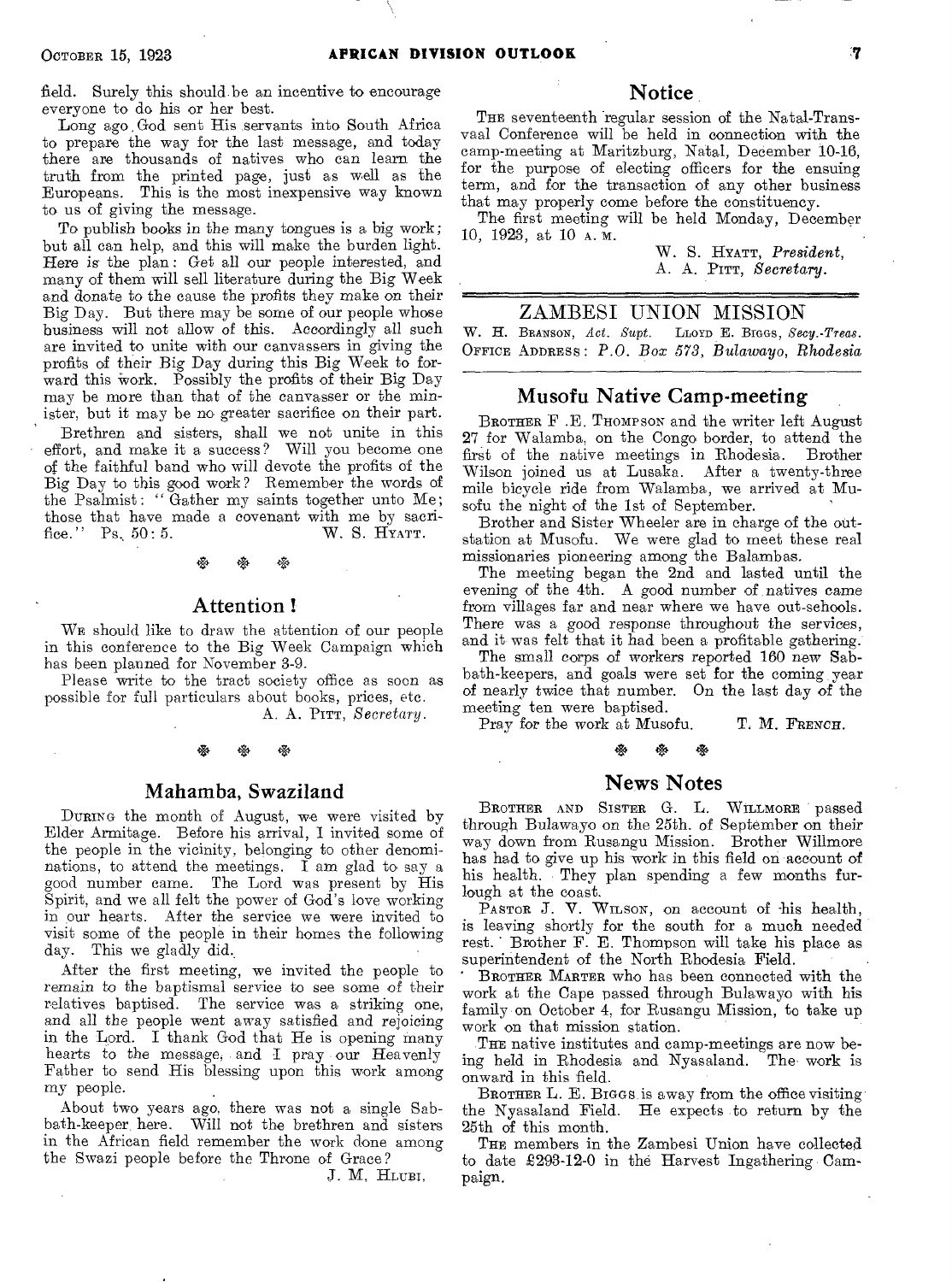field. Surely this should be an incentive to encourage everyone to do his or her best.

Long ago God sent His servants into South Africa to prepare the way for the last message, and today there are thousands of natives who can learn the truth from the printed page, just as well as the Europeans. This is the most inexpensive way known to us of giving the message.

To publish books in the many tongues is a big work; but all can help, and this will make the burden light. Here is the plan: Get all our people interested, and many of them will sell literature during the Big Week and donate to the cause the profits they make on their Big Day. But there may be some of our people whose business will not allow of this. Accordingly all such are invited to unite with our canvassers in giving the profits of their Big Day during this Big Week to forward this work. Possibly the profits of their Big Day may be more than that of the canvasser or the minister, but it may be no greater sacrifice on their part.

Brethren and sisters, shall we not unite in this effort, and make it a success? Will you become one of the faithful band who will devote the profits of the Big Day to this good work? Remember the words of the Psalmist: "Gather my saints together unto Me; those that have made a covenant with me by sacrifice." Ps. 50: 5.

W. S. HYATT.

## Attention!

WE should like to draw the attention of our people in this conference to the Big Week Campaign which has been planned for November 3-9.

Please write to the tract society office as soon as possible for full particulars about books, prices, etc.

A. A. PITT, *Secretary*.

## Mahamba, Swaziland

DURING the month of August, we were visited by Elder Armitage. Before his arrival, I invited some of the people in the vicinity, belonging to other denominations, to attend the meetings. I am glad to say a good number came. The Lord was present by His Spirit, and we all felt the power of God's love working in our hearts. After the service we were invited to visit some of the people in their homes the following day. This we gladly did.

After the first meeting, we invited the people to remain to the baptismal service to see some of their relatives baptised. The service was a striking one, and all the people went away satisfied and rejoicing in the Lord. I thank God that He is opening many hearts to the message, and I pray our Heavenly Father to send His blessing upon this work among my people.

About two years ago, there was not a single Sabbath-keeper here. Will not the brethren and sisters in the African field remember the work done among the Swazi people before the Throne of Grace?

J. M. HLUBI.

## Notice

THE seventeenth regular session of the Natal-Transvaal Conference will be held in connection with the camp-meeting at Maritzburg, Natal, December 10-16, for the purpose of electing officers for the ensuing term, and for the transaction of any other business that may properly come before the constituency.

The first meeting will be held Monday, December 10, 1923, at 10 A. M.

W. S. HYATT, *President*,
A. A. PITT, *Secretary*.

# ZAMBESI UNION MISSION

W. H. BRANSON, *Act. Supt.* LLOYD E. BIGGS, *Secy.-Treas.*
OFFICE ADDRESS: *P.O. Box 573, Bulawayo, Rhodesia*

## Musofu Native Camp-meeting

BROTHER F. E. THOMPSON and the writer left August 27 for Walamba, on the Congo border, to attend the first of the native meetings in Rhodesia. Brother Wilson joined us at Lusaka. After a twenty-three mile bicycle ride from Walamba, we arrived at Musofu the night of the 1st of September.

Brother and Sister Wheeler are in charge of the outstation at Musofu. We were glad to meet these real missionaries pioneering among the Balambas.

The meeting began the 2nd and lasted until the evening of the 4th. A good number of natives came from villages far and near where we have out-schools. There was a good response throughout the services, and it was felt that it had been a profitable gathering.

The small corps of workers reported 160 new Sabbath-keepers, and goals were set for the coming year of nearly twice that number. On the last day of the meeting ten were baptised.

Pray for the work at Musofu.

T. M. FRENCH.

## News Notes

BROTHER AND SISTER G. L. WILLMORE passed through Bulawayo on the 25th. of September on their way down from Rusangu Mission. Brother Willmore has had to give up his work in this field on account of his health. They plan spending a few months furlough at the coast.

PASTOR J. V. WILSON, on account of his health, is leaving shortly for the south for a much needed rest. Brother F. E. Thompson will take his place as superintendent of the North Rhodesia Field.

BROTHER MARTER who has been connected with the work at the Cape passed through Bulawayo with his family on October 4, for Rusangu Mission, to take up work on that mission station.

THE native institutes and camp-meetings are now being held in Rhodesia and Nyasaland. The work is onward in this field.

BROTHER L. E. BIGGS is away from the office visiting the Nyasaland Field. He expects to return by the 25th of this month.

THE members in the Zambesi Union have collected to date £293-12-0 in the Harvest Ingathering Campaign.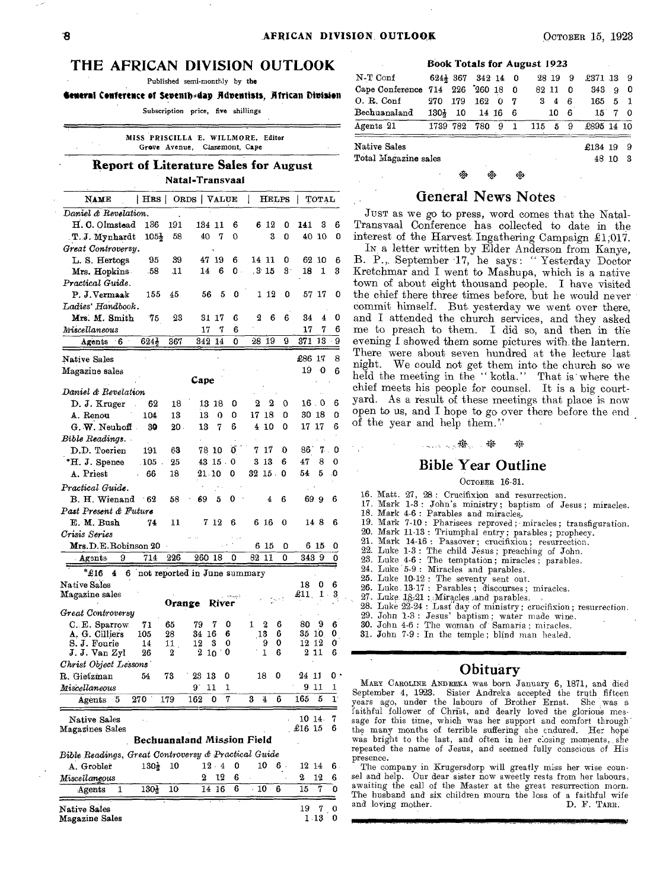# THE AFRICAN DIVISION OUTLOOK

Published semi-monthly by the

**General Conference of Seventh-day Adventists, African Division**

Subscription price, five shillings

MISS PRISCILLA E. WILLMORE, Editor
Grove Avenue, Claremont, Cape

## Report of Literature Sales for August

### Natal-Transvaal

| NAME | HRS | ORDS | VALUE | HELPS | TOTAL |
|---|---|---|---|---|---|
| *Daniel & Revelation.* | | | | | |
| H. C. Olmstead | 136 | 191 | 134 11 6 | 6 12 0 | 141 3 6 |
| T. J. Mynhardt | 105½ | 58 | 40 7 0 | 3 0 | 40 10 0 |
| *Great Controversy.* | | | | | |
| L. S. Hertogs | 95 | 39 | 47 19 6 | 14 11 0 | 62 10 6 |
| Mrs. Hopkins | 58 | 11 | 14 6 0 | 3 15 3 | 18 1 3 |
| *Practical Guide.* | | | | | |
| P. J. Vermaak | 155 | 45 | 56 5 0 | 1 12 0 | 57 17 0 |
| *Ladies' Handbook.* | | | | | |
| Mrs. M. Smith | 75 | 23 | 31 17 6 | 2 6 6 | 34 4 0 |
| *Miscellaneous* | | | 17 7 6 | | 17 7 6 |
| Agents 6 | 624½ | 367 | 342 14 0 | 28 19 9 | 371 13 9 |
| Native Sales | | | | | £86 17 8 |
| Magazine sales | | | | | 19 0 6 |

### Cape

| NAME | HRS | ORDS | VALUE | HELPS | TOTAL |
|---|---|---|---|---|---|
| *Daniel & Revelation* | | | | | |
| D. J. Kruger | 62 | 18 | 13 18 0 | 2 2 0 | 16 0 6 |
| A. Renou | 104 | 13 | 13 0 0 | 17 18 0 | 30 18 0 |
| G. W. Neuhoff | 30 | 20 | 13 7 6 | 4 10 0 | 17 17 6 |
| *Bible Readings.* | | | | | |
| D.D. Toerien | 191 | 63 | 78 10 0 | 7 17 0 | 86 7 0 |
| *H. J. Spence | 105 | 25 | 43 15 0 | 3 13 6 | 47 8 0 |
| A. Priest | 66 | 18 | 21 10 0 | 32 15 0 | 54 5 0 |
| *Practical Guide.* | | | | | |
| B. H. Wienand | 62 | 58 | 69 5 0 | 4 6 | 69 9 6 |
| *Past Present & Future* | | | | | |
| E. M. Bush | 74 | 11 | 7 12 6 | 6 16 0 | 14 8 6 |
| *Crisis Series* | | | | | |
| Mrs. D. E. Robinson | 20 | | | 6 15 0 | 6 15 0 |
| Agents 9 | 714 | 226 | 260 18 0 | 82 11 0 | 343 9 0 |

*£16 4 6 not reported in June summary

| | |
|---|---|
| Native Sales | 18 0 6 |
| Magazine sales | £11 1 3 |

### Orange River

| NAME | HRS | ORDS | VALUE | HELPS | TOTAL |
|---|---|---|---|---|---|
| *Great Controversy* | | | | | |
| C. E. Sparrow | 71 | 65 | 79 7 0 | 1 2 6 | 80 9 6 |
| A. G. Cilliers | 105 | 28 | 34 16 6 | 13 6 | 35 10 0 |
| S. J. Fourie | 14 | 11 | 12 3 0 | 9 0 | 12 12 0 |
| J. J. Van Zyl | 26 | 2 | 2 10 0 | 1 6 | 2 11 6 |
| *Christ Object Lessons* | | | | | |
| R. Giefzman | 54 | 73 | 23 13 0 | 18 0 | 24 11 0 |
| *Miscellaneous* | | | 9 11 1 | | 9 11 1 |
| Agents 5 | 270 | 179 | 162 0 7 | 3 4 6 | 165 5 1 |
| Native Sales | | | | | 10 14 7 |
| Magazines Sales | | | | | £16 15 6 |

### Bechuanaland Mission Field

| NAME | HRS | ORDS | VALUE | HELPS | TOTAL |
|---|---|---|---|---|---|
| *Bible Readings, Great Controversy & Practical Guide* | | | | | |
| A. Grobler | 130½ | 10 | 12 4 0 | 10 6 | 12 14 6 |
| *Miscellaneous* | | | 2 12 6 | | 2 12 6 |
| Agents 1 | 130½ | 10 | 14 16 6 | 10 6 | 15 7 0 |
| Native Sales | | | | | 19 7 0 |
| Magazine Sales | | | | | 1 13 0 |

### Book Totals for August 1923

| | | | | | |
|---|---|---|---|---|---|
| N-T Conf | 624½ | 367 | 342 14 0 | 28 19 9 | £371 13 9 |
| Cape Conference | 714 | 226 | 260 18 0 | 82 11 0 | 343 9 0 |
| O. R. Conf | 270 | 179 | 162 0 7 | 3 4 6 | 165 5 1 |
| Bechuanaland | 130½ | 10 | 14 16 6 | 10 6 | 15 7 0 |
| Agents 21 | 1739 | 782 | 780 9 1 | 115 5 9 | £895 14 10 |
| Native Sales | | | | | £134 19 9 |
| Total Magazine sales | | | | | 48 10 3 |

## General News Notes

JUST as we go to press, word comes that the Natal-Transvaal Conference has collected to date in the interest of the Harvest Ingathering Campaign £1,017.

IN a letter written by Elder Anderson from Kanye, B. P., September 17, he says: "Yesterday Doctor Kretchmar and I went to Mashupa, which is a native town of about eight thousand people. I have visited the chief there three times before, but he would never commit himself. But yesterday we went over there, and I attended the church services, and they asked me to preach to them. I did so, and then in the evening I showed them some pictures with the lantern. There were about seven hundred at the lecture last night. We could not get them into the church so we held the meeting in the "kotla." That is where the chief meets his people for counsel. It is a big court-yard. As a result of these meetings that place is now open to us, and I hope to go over there before the end of the year and help them."

## Bible Year Outline

OCTOBER 16-31.

16. Matt. 27, 28: Crucifixion and resurrection.
17. Mark 1-3: John's ministry; baptism of Jesus; miracles.
18. Mark 4-6: Parables and miracles.
19. Mark 7-10: Pharisees reproved; miracles; transfiguration.
20. Mark 11-13: Triumphal entry; parables; prophecy.
21. Mark 14-16: Passover; crucifixion; resurrection.
22. Luke 1-3: The child Jesus; preaching of John.
23. Luke 4-6: The temptation; miracles; parables.
24. Luke 5-9: Miracles and parables.
25. Luke 10-12: The seventy sent out.
26. Luke 13-17: Parables; discourses; miracles.
27. Luke 18-21: Miracles and parables.
28. Luke 22-24: Last day of ministry; crucifixion; resurrection.
29. John 1-3: Jesus' baptism; water made wine.
30. John 4-6: The woman of Samaria; miracles.
31. John 7-9: In the temple; blind man healed.

## Obituary

MARY CAROLINE ANDREKA was born January 6, 1871, and died September 4, 1923. Sister Andreka accepted the truth fifteen years ago, under the labours of Brother Ernst. She was a faithful follower of Christ, and dearly loved the glorious message for this time, which was her support and comfort through the many months of terrible suffering she endured. Her hope was bright to the last, and often in her closing moments, she repeated the name of Jesus, and seemed fully conscious of His presence.

The company in Krugersdorp will greatly miss her wise counsel and help. Our dear sister now sweetly rests from her labours, awaiting the call of the Master at the great resurrection morn. The husband and six children mourn the loss of a faithful wife and loving mother.

D. F. TARR.